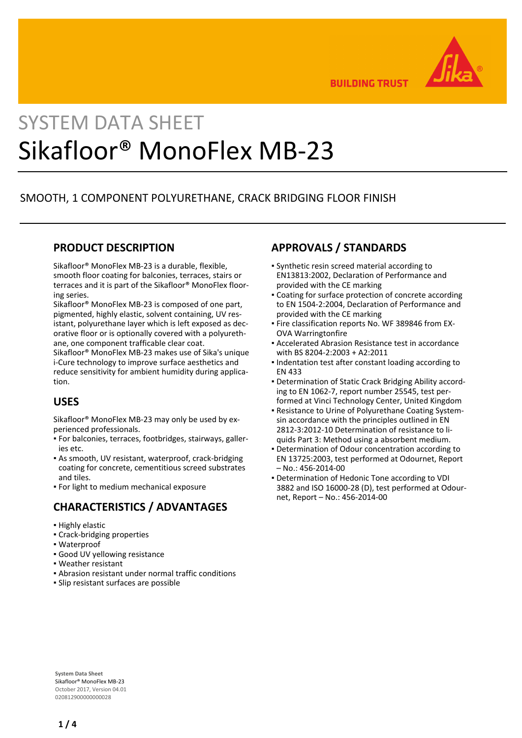SYSTEM DATA SHEET

# Sikafloor® MonoFlex MB-23

SMOOTH, 1 COMPONENT POLYURETHANE, CRACK BRIDGING FLOOR FINISH

## PRODUCT DESCRIPTION

Sikafloor® MonoFlex MB-23 is a durable, flexible, smooth floor coating for balconies, terraces, stairs or terraces and it is part of the Sikafloor® MonoFlex flooring series.
Sikafloor® MonoFlex MB-23 is composed of one part, pigmented, highly elastic, solvent containing, UV resistant, polyurethane layer which is left exposed as decorative floor or is optionally covered with a polyurethane, one component trafficable clear coat.
Sikafloor® MonoFlex MB-23 makes use of Sika's unique i-Cure technology to improve surface aesthetics and reduce sensitivity for ambient humidity during application.

## USES

Sikafloor® MonoFlex MB-23 may only be used by experienced professionals.

- For balconies, terraces, footbridges, stairways, galleries etc.
- As smooth, UV resistant, waterproof, crack-bridging coating for concrete, cementitious screed substrates and tiles.
- For light to medium mechanical exposure

## CHARACTERISTICS / ADVANTAGES

- Highly elastic
- Crack-bridging properties
- Waterproof
- Good UV yellowing resistance
- Weather resistant
- Abrasion resistant under normal traffic conditions
- Slip resistant surfaces are possible

## APPROVALS / STANDARDS

- Synthetic resin screed material according to EN13813:2002, Declaration of Performance and provided with the CE marking
- Coating for surface protection of concrete according to EN 1504-2:2004, Declaration of Performance and provided with the CE marking
- Fire classification reports No. WF 389846 from EXOVA Warringtonfire
- Accelerated Abrasion Resistance test in accordance with BS 8204-2:2003 + A2:2011
- Indentation test after constant loading according to EN 433
- Determination of Static Crack Bridging Ability according to EN 1062-7, report number 25545, test performed at Vinci Technology Center, United Kingdom
- Resistance to Urine of Polyurethane Coating Systemsin accordance with the principles outlined in EN 2812-3:2012-10 Determination of resistance to liquids Part 3: Method using a absorbent medium.
- Determination of Odour concentration according to EN 13725:2003, test performed at Odournet, Report – No.: 456-2014-00
- Determination of Hedonic Tone according to VDI 3882 and ISO 16000-28 (D), test performed at Odournet, Report – No.: 456-2014-00

**System Data Sheet**
Sikafloor® MonoFlex MB-23
October 2017, Version 04.01
020812900000000028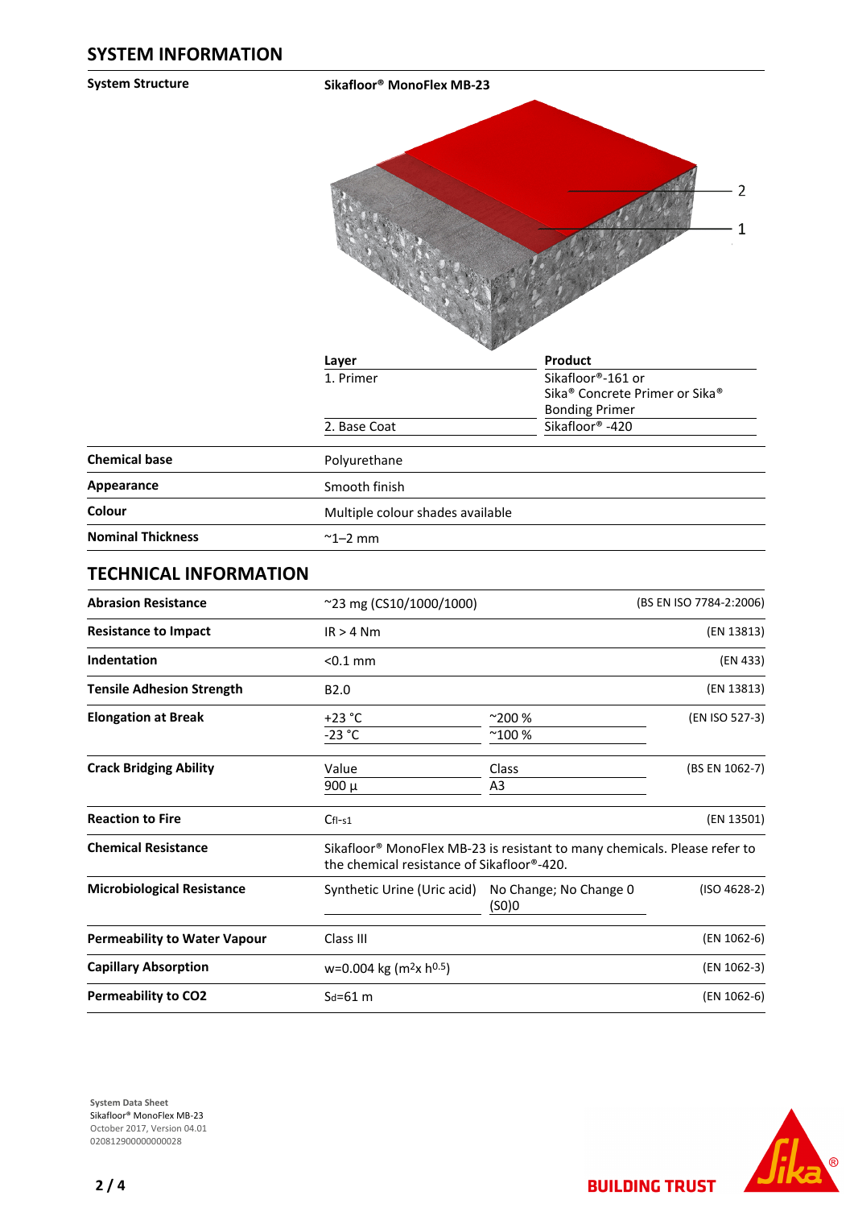## SYSTEM INFORMATION

**System Structure**

**Sikafloor® MonoFlex MB-23**

| Layer | Product |
|---|---|
| 1. Primer | Sikafloor®-161 or Sika® Concrete Primer or Sika® Bonding Primer |
| 2. Base Coat | Sikafloor® -420 |

| | |
|---|---|
| **Chemical base** | Polyurethane |
| **Appearance** | Smooth finish |
| **Colour** | Multiple colour shades available |
| **Nominal Thickness** | ~1–2 mm |

## TECHNICAL INFORMATION

| | | | |
|---|---|---|---|
| **Abrasion Resistance** | ~23 mg (CS10/1000/1000) | | (BS EN ISO 7784-2:2006) |
| **Resistance to Impact** | IR > 4 Nm | | (EN 13813) |
| **Indentation** | <0.1 mm | | (EN 433) |
| **Tensile Adhesion Strength** | B2.0 | | (EN 13813) |
| **Elongation at Break** | +23 °C | ~200 % | (EN ISO 527-3) |
| | -23 °C | ~100 % | |
| **Crack Bridging Ability** | Value | Class | (BS EN 1062-7) |
| | 900 µ | A3 | |
| **Reaction to Fire** | $C_{fl}$-s1 | | (EN 13501) |
| **Chemical Resistance** | Sikafloor® MonoFlex MB-23 is resistant to many chemicals. Please refer to the chemical resistance of Sikafloor®-420. | | |
| **Microbiological Resistance** | Synthetic Urine (Uric acid) | No Change; No Change 0 (S0)0 | (ISO 4628-2) |
| **Permeability to Water Vapour** | Class III | | (EN 1062-6) |
| **Capillary Absorption** | w=0.004 kg ($m^2$x $h^{0.5}$) | | (EN 1062-3) |
| **Permeability to CO2** | $S_d$=61 m | | (EN 1062-6) |

**System Data Sheet**
Sikafloor® MonoFlex MB-23
October 2017, Version 04.01
020812900000000028

BUILDING TRUST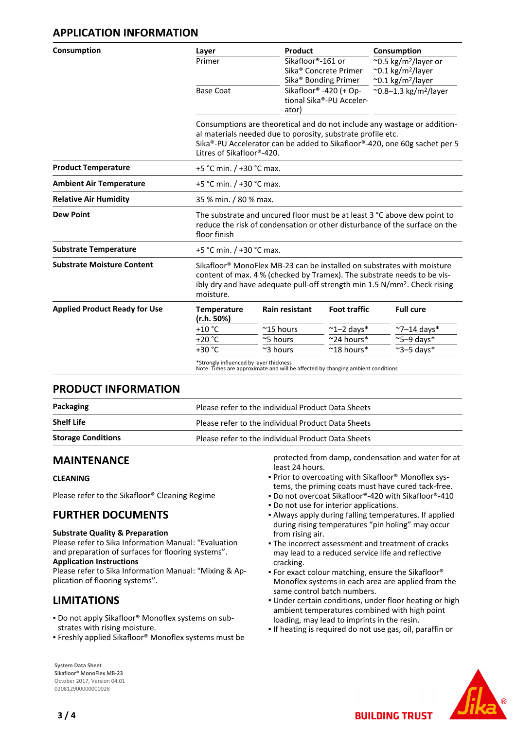## APPLICATION INFORMATION

**Consumption**

| Layer | Product | Consumption |
|---|---|---|
| Primer | Sikafloor®-161 or<br>Sika® Concrete Primer<br>Sika® Bonding Primer | ~0.5 kg/m²/layer or<br>~0.1 kg/m²/layer<br>~0.1 kg/m²/layer |
| Base Coat | Sikafloor® -420 (+ Optional Sika®-PU Accelerator) | ~0.8–1.3 kg/m²/layer |

Consumptions are theoretical and do not include any wastage or additional materials needed due to porosity, substrate profile etc.
Sika®-PU Accelerator can be added to Sikafloor®-420, one 60g sachet per 5 Litres of Sikafloor®-420.

| | |
|---|---|
| **Product Temperature** | +5 °C min. / +30 °C max. |
| **Ambient Air Temperature** | +5 °C min. / +30 °C max. |
| **Relative Air Humidity** | 35 % min. / 80 % max. |
| **Dew Point** | The substrate and uncured floor must be at least 3 °C above dew point to reduce the risk of condensation or other disturbance of the surface on the floor finish |
| **Substrate Temperature** | +5 °C min. / +30 °C max. |
| **Substrate Moisture Content** | Sikafloor® MonoFlex MB-23 can be installed on substrates with moisture content of max. 4 % (checked by Tramex). The substrate needs to be visibly dry and have adequate pull-off strength min 1.5 N/mm². Check rising moisture. |

**Applied Product Ready for Use**

| Temperature (r.h. 50%) | Rain resistant | Foot traffic | Full cure |
|---|---|---|---|
| +10 °C | ~15 hours | ~1–2 days* | ~7–14 days* |
| +20 °C | ~5 hours | ~24 hours* | ~5–9 days* |
| +30 °C | ~3 hours | ~18 hours* | ~3–5 days* |

*Strongly influenced by layer thickness
Note: Times are approximate and will be affected by changing ambient conditions

## PRODUCT INFORMATION

| | |
|---|---|
| **Packaging** | Please refer to the individual Product Data Sheets |
| **Shelf Life** | Please refer to the individual Product Data Sheets |
| **Storage Conditions** | Please refer to the individual Product Data Sheets |

## MAINTENANCE

### CLEANING

Please refer to the Sikafloor® Cleaning Regime

## FURTHER DOCUMENTS

**Substrate Quality & Preparation**
Please refer to Sika Information Manual: "Evaluation and preparation of surfaces for flooring systems".
**Application Instructions**
Please refer to Sika Information Manual: "Mixing & Application of flooring systems".

## LIMITATIONS

- Do not apply Sikafloor® Monoflex systems on substrates with rising moisture.
- Freshly applied Sikafloor® Monoflex systems must be protected from damp, condensation and water for at least 24 hours.
- Prior to overcoating with Sikafloor® Monoflex systems, the priming coats must have cured tack-free.
- Do not overcoat Sikafloor®-420 with Sikafloor®-410
- Do not use for interior applications.
- Always apply during falling temperatures. If applied during rising temperatures "pin holing" may occur from rising air.
- The incorrect assessment and treatment of cracks may lead to a reduced service life and reflective cracking.
- For exact colour matching, ensure the Sikafloor® Monoflex systems in each area are applied from the same control batch numbers.
- Under certain conditions, under floor heating or high ambient temperatures combined with high point loading, may lead to imprints in the resin.
- If heating is required do not use gas, oil, paraffin or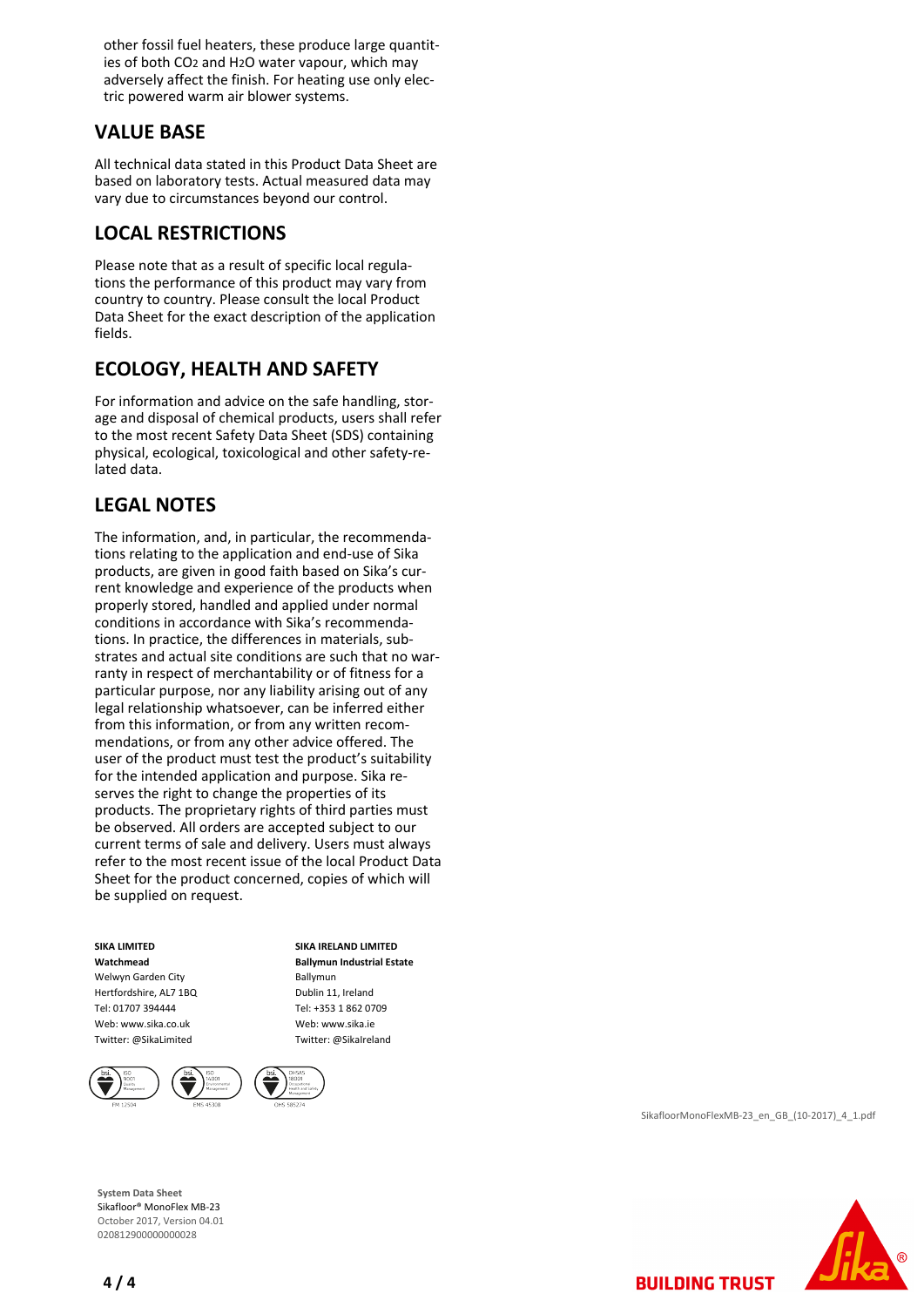other fossil fuel heaters, these produce large quantities of both $CO_2$ and $H_2O$ water vapour, which may adversely affect the finish. For heating use only electric powered warm air blower systems.

## VALUE BASE

All technical data stated in this Product Data Sheet are based on laboratory tests. Actual measured data may vary due to circumstances beyond our control.

## LOCAL RESTRICTIONS

Please note that as a result of specific local regulations the performance of this product may vary from country to country. Please consult the local Product Data Sheet for the exact description of the application fields.

## ECOLOGY, HEALTH AND SAFETY

For information and advice on the safe handling, storage and disposal of chemical products, users shall refer to the most recent Safety Data Sheet (SDS) containing physical, ecological, toxicological and other safety-related data.

## LEGAL NOTES

The information, and, in particular, the recommendations relating to the application and end-use of Sika products, are given in good faith based on Sika's current knowledge and experience of the products when properly stored, handled and applied under normal conditions in accordance with Sika's recommendations. In practice, the differences in materials, substrates and actual site conditions are such that no warranty in respect of merchantability or of fitness for a particular purpose, nor any liability arising out of any legal relationship whatsoever, can be inferred either from this information, or from any written recommendations, or from any other advice offered. The user of the product must test the product's suitability for the intended application and purpose. Sika reserves the right to change the properties of its products. The proprietary rights of third parties must be observed. All orders are accepted subject to our current terms of sale and delivery. Users must always refer to the most recent issue of the local Product Data Sheet for the product concerned, copies of which will be supplied on request.

**SIKA LIMITED**
**Watchmead**
Welwyn Garden City
Hertfordshire, AL7 1BQ
Tel: 01707 394444
Web: www.sika.co.uk
Twitter: @SikaLimited

**SIKA IRELAND LIMITED**
**Ballymun Industrial Estate**
Ballymun
Dublin 11, Ireland
Tel: +353 1 862 0709
Web: www.sika.ie
Twitter: @SikaIreland

FM 12504 · EMS 45308 · OHS 585274

SikafloorMonoFlexMB-23_en_GB_(10-2017)_4_1.pdf

**System Data Sheet**
Sikafloor® MonoFlex MB-23
October 2017, Version 04.01
020812900000000028